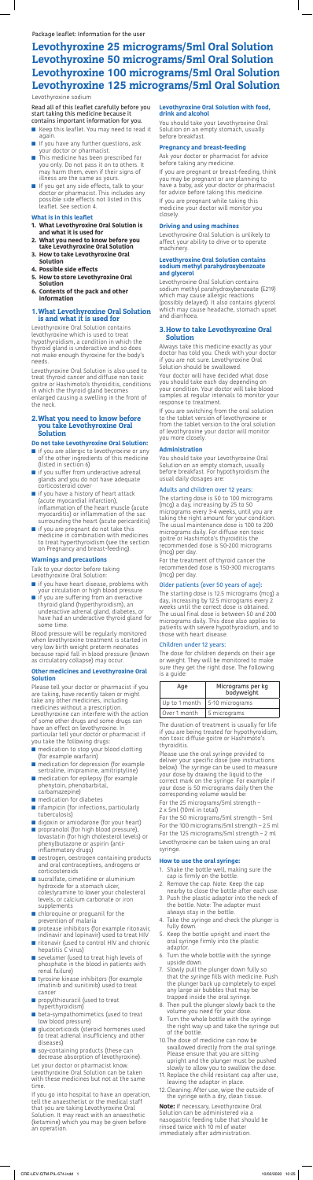Package leaflet: Information for the user

# Levothyroxine 25 micrograms/5ml Oral Solution
# Levothyroxine 50 micrograms/5ml Oral Solution
# Levothyroxine 100 micrograms/5ml Oral Solution
# Levothyroxine 125 micrograms/5ml Oral Solution

Levothyroxine sodium

**Read all of this leaflet carefully before you start taking this medicine because it contains important information for you.**

- Keep this leaflet. You may need to read it again.
- If you have any further questions, ask your doctor or pharmacist.
- This medicine has been prescribed for you only. Do not pass it on to others. It may harm them, even if their signs of illness are the same as yours.
- If you get any side effects, talk to your doctor or pharmacist. This includes any possible side effects not listed in this leaflet. See section 4.

**What is in this leaflet**

1. **What Levothyroxine Oral Solution is and what it is used for**
2. **What you need to know before you take Levothyroxine Oral Solution**
3. **How to take Levothyroxine Oral Solution**
4. **Possible side effects**
5. **How to store Levothyroxine Oral Solution**
6. **Contents of the pack and other information**

## 1. What Levothyroxine Oral Solution is and what it is used for

Levothyroxine Oral Solution contains levothyroxine which is used to treat hypothyroidism, a condition in which the thyroid gland is underactive and so does not make enough thyroxine for the body's needs.

Levothyroxine Oral Solution is also used to treat thyroid cancer and diffuse non toxic goitre or Hashimoto's thyroiditis, conditions in which the thyroid gland becomes enlarged causing a swelling in the front of the neck.

## 2. What you need to know before you take Levothyroxine Oral Solution

**Do not take Levothyroxine Oral Solution:**

- if you are allergic to levothyroxine or any of the other ingredients of this medicine (listed in section 6)
- if you suffer from underactive adrenal glands and you do not have adequate corticosteroid cover
- if you have a history of heart attack (acute myocardial infarction), inflammation of the heart muscle (acute myocarditis) or inflammation of the sac surrounding the heart (acute pericarditis)
- if you are pregnant do not take this medicine in combination with medicines to treat hyperthyroidism (see the section on Pregnancy and breast-feeding).

**Warnings and precautions**

Talk to your doctor before taking Levothyroxine Oral Solution:

- if you have heart disease, problems with your circulation or high blood pressure
- if you are suffering from an overactive thyroid gland (hyperthyroidism), an underactive adrenal gland, diabetes, or have had an underactive thyroid gland for some time.

Blood pressure will be regularly monitored when levothyroxine treatment is started in very low birth weight preterm neonates because rapid fall in blood pressure (known as circulatory collapse) may occur.

**Other medicines and Levothyroxine Oral Solution**

Please tell your doctor or pharmacist if you are taking, have recently taken or might take any other medicines, including medicines without a prescription. Levothyroxine can interfere with the action of some other drugs and some drugs can have an effect on levothyroxine. In particular tell your doctor or pharmacist if you take the following drugs:

- medication to stop your blood clotting (for example warfarin)
- medication for depression (for example sertraline, imipramine, amitriptyline)
- medication for epilepsy (for example phenytoin, phenobarbital, carbamazepine)
- medication for diabetes
- rifampicin (for infections, particularly tuberculosis)
- digoxin or amiodarone (for your heart)
- propranolol (for high blood pressure), lovastatin (for high cholesterol levels) or phenylbutazone or aspirin (anti-inflammatory drugs)
- oestrogen, oestrogen containing products and oral contraceptives, androgens or corticosteroids
- sucralfate, cimetidine or aluminium hydroxide for a stomach ulcer, colestyramine to lower your cholesterol levels, or calcium carbonate or iron supplements
- chloroquine or proguanil for the prevention of malaria
- protease inhibitors (for example ritonavir, indinavir and lopinavir) used to treat HIV
- ritonavir (used to control HIV and chronic hepatitis C virus)
- sevelamer (used to treat high levels of phosphate in the blood in patients with renal failure)
- tyrosine kinase inhibitors (for example imatinib and sunitinib) used to treat cancer
- propylthiouracil (used to treat hyperthyroidism)
- beta-sympathomimetics (used to treat low blood pressure)
- glucocorticoids (steroid hormones used to treat adrenal insufficiency and other diseases)
- soy-containing products (these can decrease absorption of levothyroxine).

Let your doctor or pharmacist know. Levothyroxine Oral Solution can be taken with these medicines but not at the same time.

If you go into hospital to have an operation, tell the anaesthetist or the medical staff that you are taking Levothyroxine Oral Solution. It may react with an anaesthetic (ketamine) which you may be given before an operation.

**Levothyroxine Oral Solution with food, drink and alcohol**

You should take your Levothyroxine Oral Solution on an empty stomach, usually before breakfast.

**Pregnancy and breast-feeding**

Ask your doctor or pharmacist for advice before taking any medicine.

If you are pregnant or breast-feeding, think you may be pregnant or are planning to have a baby, ask your doctor or pharmacist for advice before taking this medicine.

If you are pregnant while taking this medicine your doctor will monitor you closely.

**Driving and using machines**

Levothyroxine Oral Solution is unlikely to affect your ability to drive or to operate machinery.

**Levothyroxine Oral Solution contains sodium methyl parahydroxybenzoate and glycerol**

Levothyroxine Oral Solution contains sodium methyl parahydroxybenzoate (E219) which may cause allergic reactions (possibly delayed). It also contains glycerol which may cause headache, stomach upset and diarrhoea.

## 3. How to take Levothyroxine Oral Solution

Always take this medicine exactly as your doctor has told you. Check with your doctor if you are not sure. Levothyroxine Oral Solution should be swallowed.

Your doctor will have decided what dose you should take each day depending on your condition. Your doctor will take blood samples at regular intervals to monitor your response to treatment.

If you are switching from the oral solution to the tablet version of levothyroxine or from the tablet version to the oral solution of levothyroxine your doctor will monitor you more closely.

**Administration**

You should take your Levothyroxine Oral Solution on an empty stomach, usually before breakfast. For hypothyroidism the usual daily dosages are:

**Adults and children over 12 years:**

The starting dose is 50 to 100 micrograms (mcg) a day, increasing by 25 to 50 micrograms every 3-4 weeks, until you are taking the right amount for your condition. The usual maintenance dose is 100 to 200 micrograms daily. For diffuse non toxic goitre or Hashimoto's thyroiditis the recommended dose is 50-200 micrograms (mcg) per day.

For the treatment of thyroid cancer the recommended dose is 150-300 micrograms (mcg) per day.

**Older patients (over 50 years of age):**

The starting dose is 12.5 micrograms (mcg) a day, increasing by 12.5 micrograms every 2 weeks until the correct dose is obtained. The usual final dose is between 50 and 200 micrograms daily. This dose also applies to patients with severe hypothyroidism, and to those with heart disease.

**Children under 12 years:**

The dose for children depends on their age or weight. They will be monitored to make sure they get the right dose. The following is a guide:

| Age | Micrograms per kg bodyweight |
|---|---|
| Up to 1 month | 5-10 micrograms |
| Over 1 month | 5 micrograms |

The duration of treatment is usually for life if you are being treated for hypothyroidism, non toxic diffuse goitre or Hashimoto's thyroiditis.

Please use the oral syringe provided to deliver your specific dose (see instructions below). The syringe can be used to measure your dose by drawing the liquid to the correct mark on the syringe. For example if your dose is 50 micrograms daily then the corresponding volume would be:

For the 25 micrograms/5ml strength – 2 x 5ml (10ml in total)

For the 50 micrograms/5ml strength – 5ml

For the 100 micrograms/5ml strength – 2.5 ml

For the 125 micrograms/5ml strength – 2 ml

Levothyroxine can be taken using an oral syringe.

**How to use the oral syringe:**

1. Shake the bottle well, making sure the cap is firmly on the bottle.
2. Remove the cap. Note: Keep the cap nearby to close the bottle after each use.
3. Push the plastic adaptor into the neck of the bottle. Note: The adaptor must always stay in the bottle.
4. Take the syringe and check the plunger is fully down.
5. Keep the bottle upright and insert the oral syringe firmly into the plastic adaptor.
6. Turn the whole bottle with the syringe upside down.
7. Slowly pull the plunger down fully so that the syringe fills with medicine. Push the plunger back up completely to expel any large air bubbles that may be trapped inside the oral syringe.
8. Then pull the plunger slowly back to the volume you need for your dose.
9. Turn the whole bottle with the syringe the right way up and take the syringe out of the bottle.
10. The dose of medicine can now be swallowed directly from the oral syringe. Please ensure that you are sitting upright and the plunger must be pushed slowly to allow you to swallow the dose.
11. Replace the child resistant cap after use, leaving the adaptor in place.
12. Cleaning: After use, wipe the outside of the syringe with a dry, clean tissue.

**Note:** If necessary, Levothyroxine Oral Solution can be administered via a nasogastric feeding tube that should be rinsed twice with 10 ml of water immediately after administration.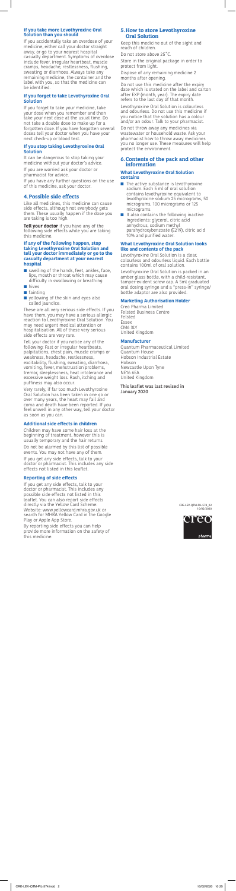### If you take more Levothyroxine Oral Solution than you should

If you accidentally take an overdose of your medicine, either call your doctor straight away, or go to your nearest hospital casualty department. Symptoms of overdose include fever, irregular heartbeat, muscle cramps, headache, restlessness, flushing, sweating or diarrhoea. Always take any remaining medicine, the container and the label with you, so that the medicine can be identified.

### If you forget to take Levothyroxine Oral Solution

If you forget to take your medicine, take your dose when you remember and then take your next dose at the usual time. Do not take a double dose to make up for a forgotten dose. If you have forgotten several doses tell your doctor when you have your next check-up or blood test.

### If you stop taking Levothyroxine Oral Solution

It can be dangerous to stop taking your medicine without your doctor's advice.

If you are worried ask your doctor or pharmacist for advice.

If you have any further questions on the use of this medicine, ask your doctor.

## 4. Possible side effects

Like all medicines, this medicine can cause side effects, although not everybody gets them. These usually happen if the dose you are taking is too high.

**Tell your doctor** if you have any of the following side effects while you are taking this medicine.

### If any of the following happen, stop taking Levothyroxine Oral Solution and tell your doctor immediately or go to the casualty department at your nearest hospital

- swelling of the hands, feet, ankles, face, lips, mouth or throat which may cause difficulty in swallowing or breathing
- hives
- fainting
- yellowing of the skin and eyes also called jaundice.

These are all very serious side effects. If you have them, you may have a serious allergic reaction to Levothyroxine Oral Solution. You may need urgent medical attention or hospitalisation. All of these very serious side effects are very rare.

Tell your doctor if you notice any of the following: Fast or irregular heartbeats, palpitations, chest pain, muscle cramps or weakness, headache, restlessness, excitability, flushing, sweating, diarrhoea, vomiting, fever, menstruation problems, tremor, sleeplessness, heat intolerance and excessive weight loss. Rash, itching and puffiness may also occur.

Very rarely, if far too much Levothyroxine Oral Solution has been taken in one go or over many years, the heart may fail and coma and death have been reported. If you feel unwell in any other way, tell your doctor as soon as you can.

### Additional side effects in children

Children may have some hair loss at the beginning of treatment, however this is usually temporary and the hair returns.

Do not be alarmed by this list of possible events. You may not have any of them.

If you get any side effects, talk to your doctor or pharmacist. This includes any side effects not listed in this leaflet.

### Reporting of side effects

If you get any side effects, talk to your doctor or pharmacist. This includes any possible side effects not listed in this leaflet. You can also report side effects directly via the Yellow Card Scheme: Website: www.yellowcard.mhra.gov.uk or search for MHRA Yellow Card in the Google Play or Apple App Store.

By reporting side effects you can help provide more information on the safety of this medicine.

## 5. How to store Levothyroxine Oral Solution

Keep this medicine out of the sight and reach of children.

Do not store above 25°C.

Store in the original package in order to protect from light.

Dispose of any remaining medicine 2 months after opening.

Do not use this medicine after the expiry date which is stated on the label and carton after EXP (month, year). The expiry date refers to the last day of that month.

Levothyroxine Oral Solution is colourless and odourless. Do not use this medicine if you notice that the solution has a colour and/or an odour. Talk to your pharmacist.

Do not throw away any medicines via wastewater or household waste. Ask your pharmacist how to throw away medicines you no longer use. These measures will help protect the environment.

## 6. Contents of the pack and other information

### What Levothyroxine Oral Solution contains

- The active substance is levothyroxine sodium. Each 5 ml of oral solution contains levothyroxine equivalent to levothyroxine sodium 25 micrograms, 50 micrograms, 100 micrograms or 125 micrograms.
- It also contains the following inactive ingredients: glycerol, citric acid anhydrous, sodium methyl parahydroxybenzoate (E219), citric acid 10% and purified water.

### What Levothyroxine Oral Solution looks like and contents of the pack

Levothyroxine Oral Solution is a clear, colourless and odourless liquid. Each bottle contains 100ml of oral solution.

Levothyroxine Oral Solution is packed in an amber glass bottle, with a child-resistant, tamper-evident screw cap. A 5ml graduated oral dosing syringe and a "press-in" syringe/ bottle adaptor are also provided.

### Marketing Authorisation Holder

Creo Pharma Limited
Felsted Business Centre
Felsted
Essex
CM6 3LY
United Kingdom

### Manufacturer

Quantum Pharmaceutical Limited
Quantum House
Hobson Industrial Estate
Hobson
Newcastle Upon Tyne
NE16 6EA
United Kingdom

This leaflet was last revised in January 2020

CRE-LEV-QTM-PIL-S74_02
10/02/2020

creo pharma